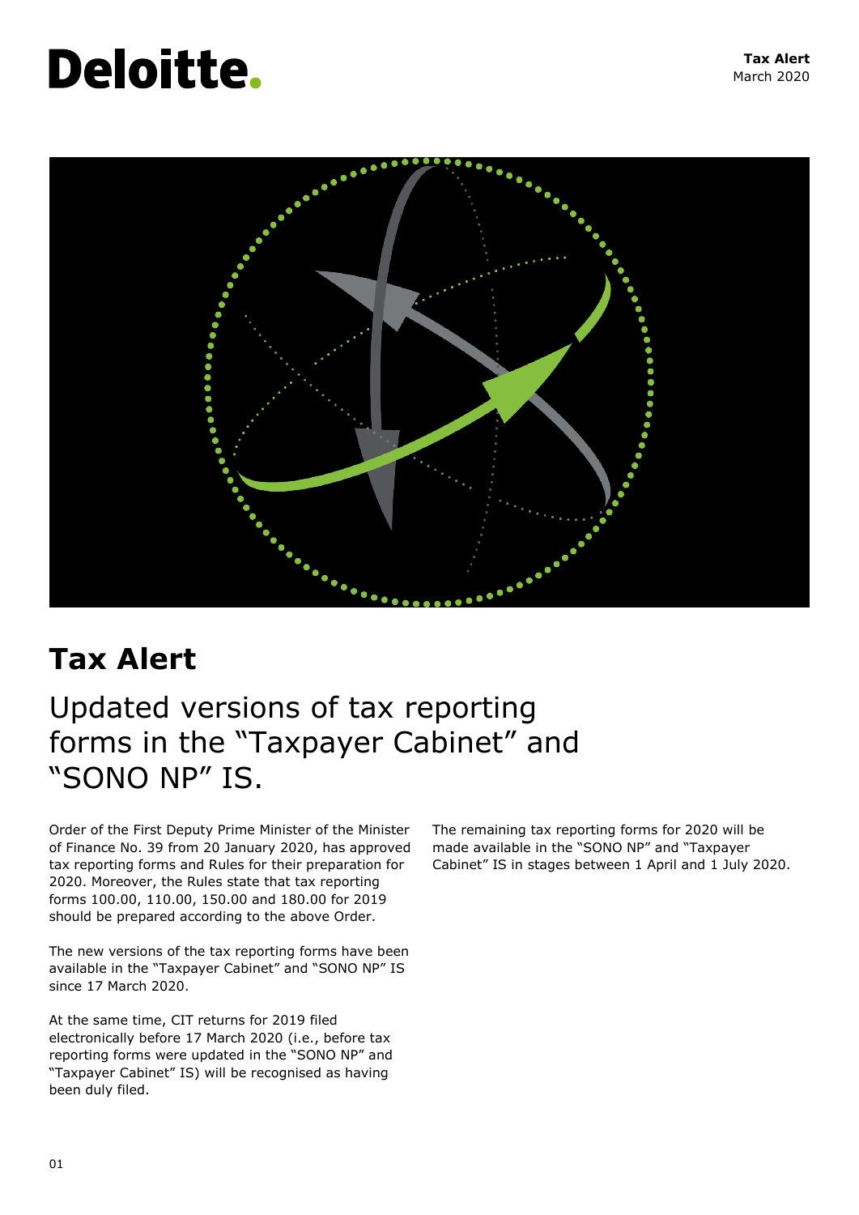# Tax Alert

## Updated versions of tax reporting forms in the "Taxpayer Cabinet" and "SONO NP" IS.

Order of the First Deputy Prime Minister of the Minister of Finance No. 39 from 20 January 2020, has approved tax reporting forms and Rules for their preparation for 2020. Moreover, the Rules state that tax reporting forms 100.00, 110.00, 150.00 and 180.00 for 2019 should be prepared according to the above Order.

The new versions of the tax reporting forms have been available in the "Taxpayer Cabinet" and "SONO NP" IS since 17 March 2020.

At the same time, CIT returns for 2019 filed electronically before 17 March 2020 (i.e., before tax reporting forms were updated in the "SONO NP" and "Taxpayer Cabinet" IS) will be recognised as having been duly filed.

The remaining tax reporting forms for 2020 will be made available in the "SONO NP" and "Taxpayer Cabinet" IS in stages between 1 April and 1 July 2020.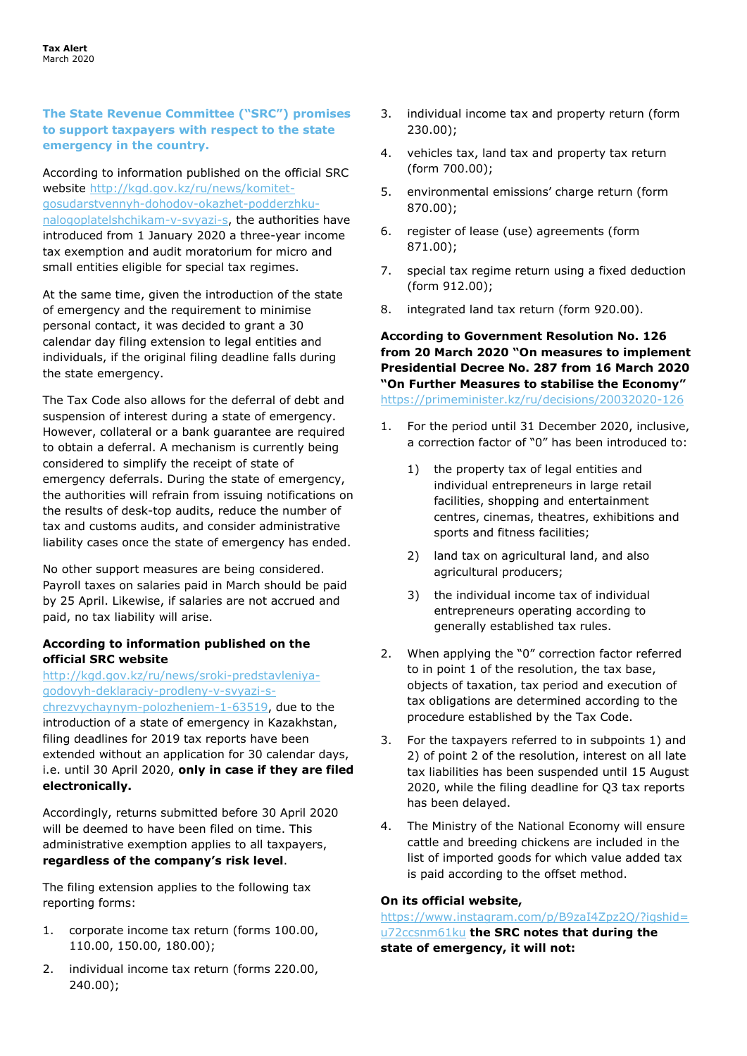**The State Revenue Committee ("SRC") promises to support taxpayers with respect to the state emergency in the country.**

According to information published on the official SRC website http://kgd.gov.kz/ru/news/komitet-gosudarstvennyh-dohodov-okazhet-podderzhku-nalogoplatelshchikam-v-svyazi-s, the authorities have introduced from 1 January 2020 a three-year income tax exemption and audit moratorium for micro and small entities eligible for special tax regimes.

At the same time, given the introduction of the state of emergency and the requirement to minimise personal contact, it was decided to grant a 30 calendar day filing extension to legal entities and individuals, if the original filing deadline falls during the state emergency.

The Tax Code also allows for the deferral of debt and suspension of interest during a state of emergency. However, collateral or a bank guarantee are required to obtain a deferral. A mechanism is currently being considered to simplify the receipt of state of emergency deferrals. During the state of emergency, the authorities will refrain from issuing notifications on the results of desk-top audits, reduce the number of tax and customs audits, and consider administrative liability cases once the state of emergency has ended.

No other support measures are being considered. Payroll taxes on salaries paid in March should be paid by 25 April. Likewise, if salaries are not accrued and paid, no tax liability will arise.

**According to information published on the official SRC website** http://kgd.gov.kz/ru/news/sroki-predstavleniya-godovyh-deklaraciy-prodleny-v-svyazi-s-chrezvychaynym-polozheniem-1-63519, due to the introduction of a state of emergency in Kazakhstan, filing deadlines for 2019 tax reports have been extended without an application for 30 calendar days, i.e. until 30 April 2020, **only in case if they are filed electronically.**

Accordingly, returns submitted before 30 April 2020 will be deemed to have been filed on time. This administrative exemption applies to all taxpayers, **regardless of the company's risk level**.

The filing extension applies to the following tax reporting forms:

1. corporate income tax return (forms 100.00, 110.00, 150.00, 180.00);
2. individual income tax return (forms 220.00, 240.00);
3. individual income tax and property return (form 230.00);
4. vehicles tax, land tax and property tax return (form 700.00);
5. environmental emissions' charge return (form 870.00);
6. register of lease (use) agreements (form 871.00);
7. special tax regime return using a fixed deduction (form 912.00);
8. integrated land tax return (form 920.00).

**According to Government Resolution No. 126 from 20 March 2020 "On measures to implement Presidential Decree No. 287 from 16 March 2020 "On Further Measures to stabilise the Economy"** https://primeminister.kz/ru/decisions/20032020-126

1. For the period until 31 December 2020, inclusive, a correction factor of "0" has been introduced to:
   1) the property tax of legal entities and individual entrepreneurs in large retail facilities, shopping and entertainment centres, cinemas, theatres, exhibitions and sports and fitness facilities;
   2) land tax on agricultural land, and also agricultural producers;
   3) the individual income tax of individual entrepreneurs operating according to generally established tax rules.
2. When applying the "0" correction factor referred to in point 1 of the resolution, the tax base, objects of taxation, tax period and execution of tax obligations are determined according to the procedure established by the Tax Code.
3. For the taxpayers referred to in subpoints 1) and 2) of point 2 of the resolution, interest on all late tax liabilities has been suspended until 15 August 2020, while the filing deadline for Q3 tax reports has been delayed.
4. The Ministry of the National Economy will ensure cattle and breeding chickens are included in the list of imported goods for which value added tax is paid according to the offset method.

**On its official website,** https://www.instagram.com/p/B9zaI4Zpz2Q/?igshid=u72ccsnm61ku **the SRC notes that during the state of emergency, it will not:**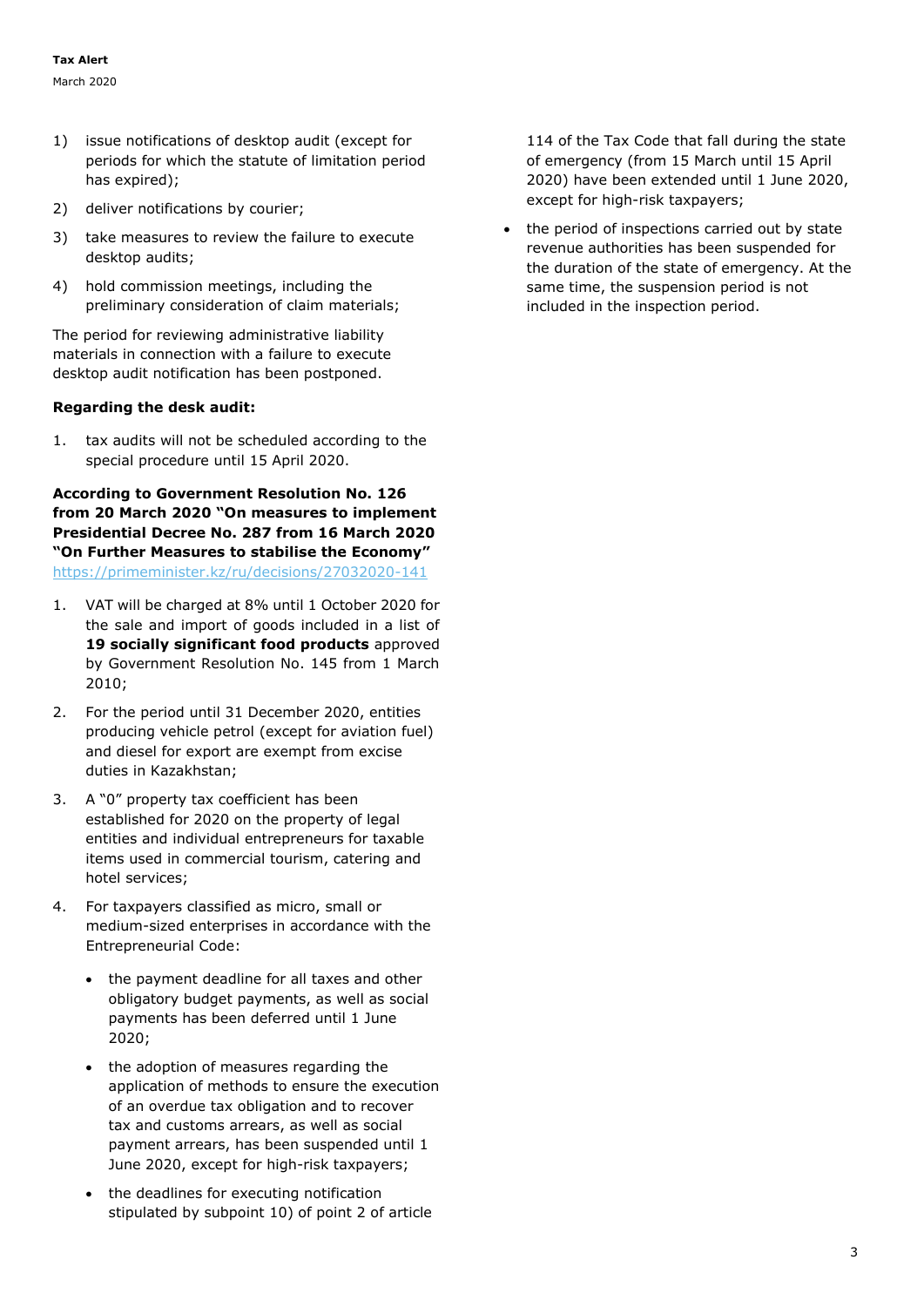1) issue notifications of desktop audit (except for periods for which the statute of limitation period has expired);
2) deliver notifications by courier;
3) take measures to review the failure to execute desktop audits;
4) hold commission meetings, including the preliminary consideration of claim materials;

The period for reviewing administrative liability materials in connection with a failure to execute desktop audit notification has been postponed.

**Regarding the desk audit:**

1. tax audits will not be scheduled according to the special procedure until 15 April 2020.

**According to Government Resolution No. 126 from 20 March 2020 "On measures to implement Presidential Decree No. 287 from 16 March 2020 "On Further Measures to stabilise the Economy"**
https://primeminister.kz/ru/decisions/27032020-141

1. VAT will be charged at 8% until 1 October 2020 for the sale and import of goods included in a list of **19 socially significant food products** approved by Government Resolution No. 145 from 1 March 2010;
2. For the period until 31 December 2020, entities producing vehicle petrol (except for aviation fuel) and diesel for export are exempt from excise duties in Kazakhstan;
3. A "0" property tax coefficient has been established for 2020 on the property of legal entities and individual entrepreneurs for taxable items used in commercial tourism, catering and hotel services;
4. For taxpayers classified as micro, small or medium-sized enterprises in accordance with the Entrepreneurial Code:
   - the payment deadline for all taxes and other obligatory budget payments, as well as social payments has been deferred until 1 June 2020;
   - the adoption of measures regarding the application of methods to ensure the execution of an overdue tax obligation and to recover tax and customs arrears, as well as social payment arrears, has been suspended until 1 June 2020, except for high-risk taxpayers;
   - the deadlines for executing notification stipulated by subpoint 10) of point 2 of article 114 of the Tax Code that fall during the state of emergency (from 15 March until 15 April 2020) have been extended until 1 June 2020, except for high-risk taxpayers;
   - the period of inspections carried out by state revenue authorities has been suspended for the duration of the state of emergency. At the same time, the suspension period is not included in the inspection period.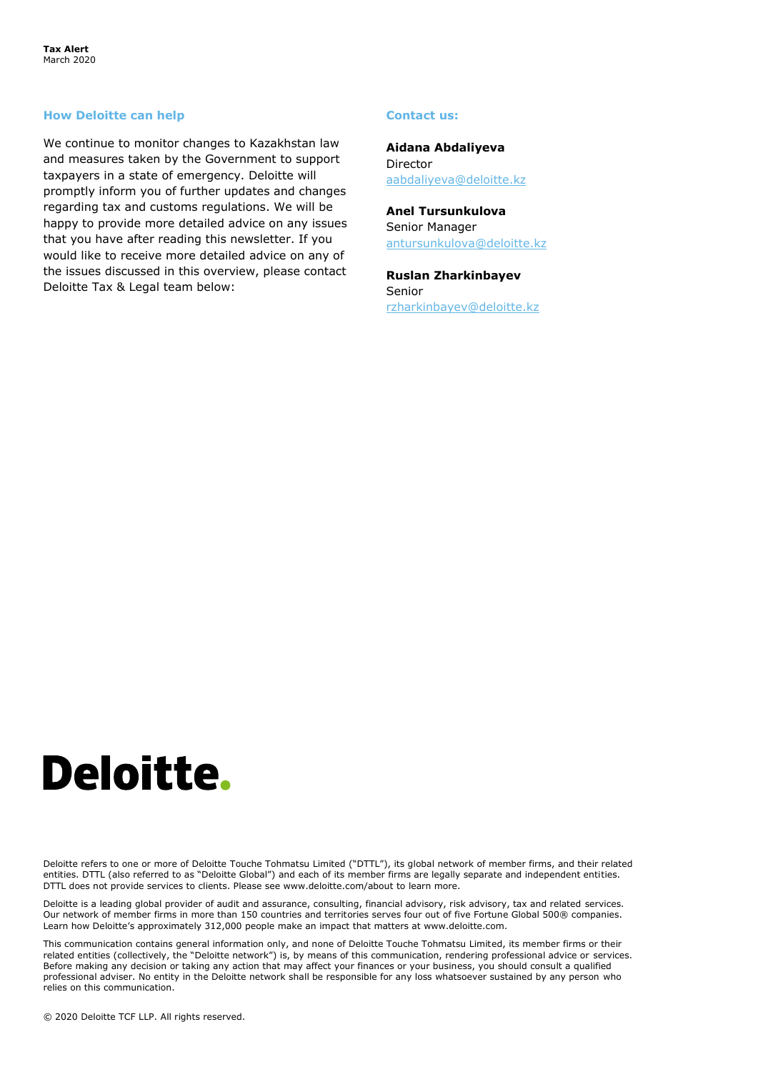## How Deloitte can help

We continue to monitor changes to Kazakhstan law and measures taken by the Government to support taxpayers in a state of emergency. Deloitte will promptly inform you of further updates and changes regarding tax and customs regulations. We will be happy to provide more detailed advice on any issues that you have after reading this newsletter. If you would like to receive more detailed advice on any of the issues discussed in this overview, please contact Deloitte Tax & Legal team below:

## Contact us:

**Aidana Abdaliyeva**
Director
aabdaliyeva@deloitte.kz

**Anel Tursunkulova**
Senior Manager
antursunkulova@deloitte.kz

**Ruslan Zharkinbayev**
Senior
rzharkinbayev@deloitte.kz

Deloitte.

Deloitte refers to one or more of Deloitte Touche Tohmatsu Limited ("DTTL"), its global network of member firms, and their related entities. DTTL (also referred to as "Deloitte Global") and each of its member firms are legally separate and independent entities. DTTL does not provide services to clients. Please see www.deloitte.com/about to learn more.

Deloitte is a leading global provider of audit and assurance, consulting, financial advisory, risk advisory, tax and related services. Our network of member firms in more than 150 countries and territories serves four out of five Fortune Global 500® companies. Learn how Deloitte's approximately 312,000 people make an impact that matters at www.deloitte.com.

This communication contains general information only, and none of Deloitte Touche Tohmatsu Limited, its member firms or their related entities (collectively, the "Deloitte network") is, by means of this communication, rendering professional advice or services. Before making any decision or taking any action that may affect your finances or your business, you should consult a qualified professional adviser. No entity in the Deloitte network shall be responsible for any loss whatsoever sustained by any person who relies on this communication.

© 2020 Deloitte TCF LLP. All rights reserved.